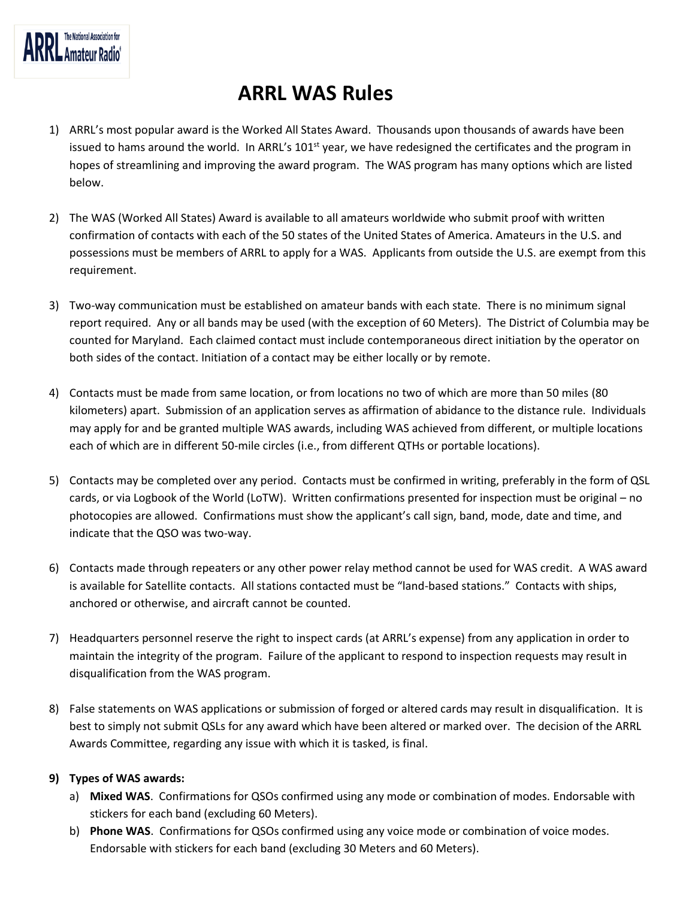# ARRL WAS Rules

1) ARRL's most popular award is the Worked All States Award. Thousands upon thousands of awards have been issued to hams around the world. In ARRL's 101st year, we have redesigned the certificates and the program in hopes of streamlining and improving the award program. The WAS program has many options which are listed below.

2) The WAS (Worked All States) Award is available to all amateurs worldwide who submit proof with written confirmation of contacts with each of the 50 states of the United States of America. Amateurs in the U.S. and possessions must be members of ARRL to apply for a WAS. Applicants from outside the U.S. are exempt from this requirement.

3) Two-way communication must be established on amateur bands with each state. There is no minimum signal report required. Any or all bands may be used (with the exception of 60 Meters). The District of Columbia may be counted for Maryland. Each claimed contact must include contemporaneous direct initiation by the operator on both sides of the contact. Initiation of a contact may be either locally or by remote.

4) Contacts must be made from same location, or from locations no two of which are more than 50 miles (80 kilometers) apart. Submission of an application serves as affirmation of abidance to the distance rule. Individuals may apply for and be granted multiple WAS awards, including WAS achieved from different, or multiple locations each of which are in different 50-mile circles (i.e., from different QTHs or portable locations).

5) Contacts may be completed over any period. Contacts must be confirmed in writing, preferably in the form of QSL cards, or via Logbook of the World (LoTW). Written confirmations presented for inspection must be original – no photocopies are allowed. Confirmations must show the applicant's call sign, band, mode, date and time, and indicate that the QSO was two-way.

6) Contacts made through repeaters or any other power relay method cannot be used for WAS credit. A WAS award is available for Satellite contacts. All stations contacted must be "land-based stations." Contacts with ships, anchored or otherwise, and aircraft cannot be counted.

7) Headquarters personnel reserve the right to inspect cards (at ARRL's expense) from any application in order to maintain the integrity of the program. Failure of the applicant to respond to inspection requests may result in disqualification from the WAS program.

8) False statements on WAS applications or submission of forged or altered cards may result in disqualification. It is best to simply not submit QSLs for any award which have been altered or marked over. The decision of the ARRL Awards Committee, regarding any issue with which it is tasked, is final.

9) **Types of WAS awards:**
   a) **Mixed WAS**. Confirmations for QSOs confirmed using any mode or combination of modes. Endorsable with stickers for each band (excluding 60 Meters).
   b) **Phone WAS**. Confirmations for QSOs confirmed using any voice mode or combination of voice modes. Endorsable with stickers for each band (excluding 30 Meters and 60 Meters).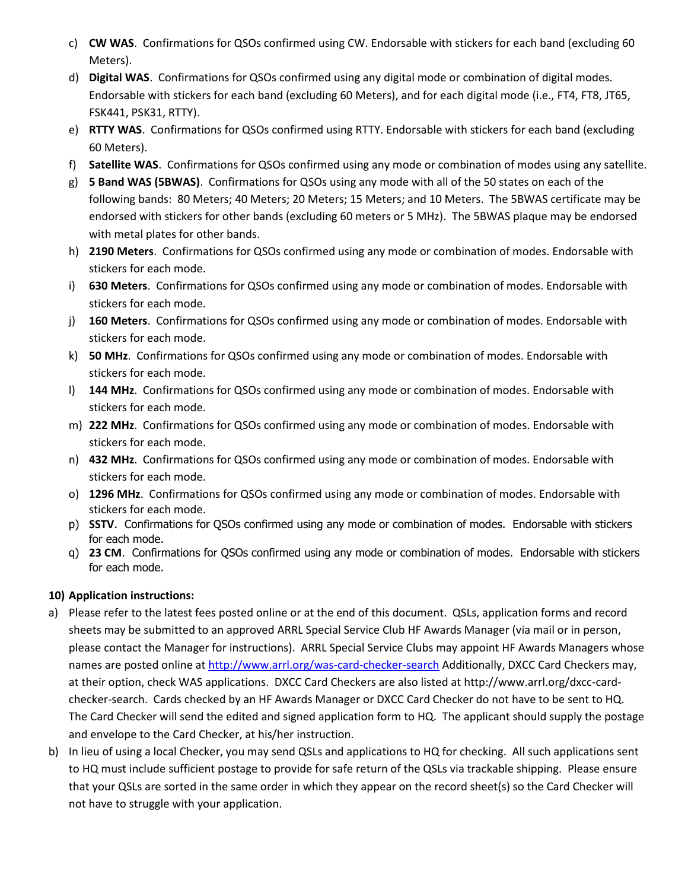c) **CW WAS**. Confirmations for QSOs confirmed using CW. Endorsable with stickers for each band (excluding 60 Meters).
d) **Digital WAS**. Confirmations for QSOs confirmed using any digital mode or combination of digital modes. Endorsable with stickers for each band (excluding 60 Meters), and for each digital mode (i.e., FT4, FT8, JT65, FSK441, PSK31, RTTY).
e) **RTTY WAS**. Confirmations for QSOs confirmed using RTTY. Endorsable with stickers for each band (excluding 60 Meters).
f) **Satellite WAS**. Confirmations for QSOs confirmed using any mode or combination of modes using any satellite.
g) **5 Band WAS (5BWAS)**. Confirmations for QSOs using any mode with all of the 50 states on each of the following bands: 80 Meters; 40 Meters; 20 Meters; 15 Meters; and 10 Meters. The 5BWAS certificate may be endorsed with stickers for other bands (excluding 60 meters or 5 MHz). The 5BWAS plaque may be endorsed with metal plates for other bands.
h) **2190 Meters**. Confirmations for QSOs confirmed using any mode or combination of modes. Endorsable with stickers for each mode.
i) **630 Meters**. Confirmations for QSOs confirmed using any mode or combination of modes. Endorsable with stickers for each mode.
j) **160 Meters**. Confirmations for QSOs confirmed using any mode or combination of modes. Endorsable with stickers for each mode.
k) **50 MHz**. Confirmations for QSOs confirmed using any mode or combination of modes. Endorsable with stickers for each mode.
l) **144 MHz**. Confirmations for QSOs confirmed using any mode or combination of modes. Endorsable with stickers for each mode.
m) **222 MHz**. Confirmations for QSOs confirmed using any mode or combination of modes. Endorsable with stickers for each mode.
n) **432 MHz**. Confirmations for QSOs confirmed using any mode or combination of modes. Endorsable with stickers for each mode.
o) **1296 MHz**. Confirmations for QSOs confirmed using any mode or combination of modes. Endorsable with stickers for each mode.
p) **SSTV**. Confirmations for QSOs confirmed using any mode or combination of modes. Endorsable with stickers for each mode.
q) **23 CM**. Confirmations for QSOs confirmed using any mode or combination of modes. Endorsable with stickers for each mode.

**10) Application instructions:**

a) Please refer to the latest fees posted online or at the end of this document. QSLs, application forms and record sheets may be submitted to an approved ARRL Special Service Club HF Awards Manager (via mail or in person, please contact the Manager for instructions). ARRL Special Service Clubs may appoint HF Awards Managers whose names are posted online at http://www.arrl.org/was-card-checker-search Additionally, DXCC Card Checkers may, at their option, check WAS applications. DXCC Card Checkers are also listed at http://www.arrl.org/dxcc-card-checker-search. Cards checked by an HF Awards Manager or DXCC Card Checker do not have to be sent to HQ. The Card Checker will send the edited and signed application form to HQ. The applicant should supply the postage and envelope to the Card Checker, at his/her instruction.
b) In lieu of using a local Checker, you may send QSLs and applications to HQ for checking. All such applications sent to HQ must include sufficient postage to provide for safe return of the QSLs via trackable shipping. Please ensure that your QSLs are sorted in the same order in which they appear on the record sheet(s) so the Card Checker will not have to struggle with your application.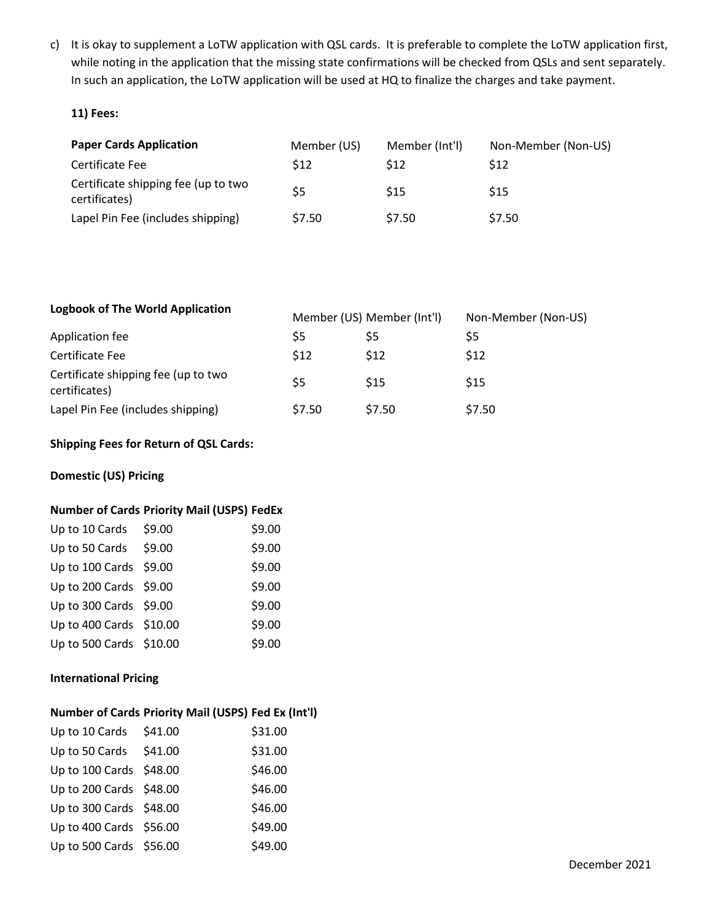c) It is okay to supplement a LoTW application with QSL cards. It is preferable to complete the LoTW application first, while noting in the application that the missing state confirmations will be checked from QSLs and sent separately. In such an application, the LoTW application will be used at HQ to finalize the charges and take payment.

**11) Fees:**

| **Paper Cards Application** | Member (US) | Member (Int'l) | Non-Member (Non-US) |
|---|---|---|---|
| Certificate Fee | $12 | $12 | $12 |
| Certificate shipping fee (up to two certificates) | $5 | $15 | $15 |
| Lapel Pin Fee (includes shipping) | $7.50 | $7.50 | $7.50 |

| **Logbook of The World Application** | Member (US) | Member (Int'l) | Non-Member (Non-US) |
|---|---|---|---|
| Application fee | $5 | $5 | $5 |
| Certificate Fee | $12 | $12 | $12 |
| Certificate shipping fee (up to two certificates) | $5 | $15 | $15 |
| Lapel Pin Fee (includes shipping) | $7.50 | $7.50 | $7.50 |

**Shipping Fees for Return of QSL Cards:**

**Domestic (US) Pricing**

| **Number of Cards** | **Priority Mail (USPS)** | **FedEx** |
|---|---|---|
| Up to 10 Cards | $9.00 | $9.00 |
| Up to 50 Cards | $9.00 | $9.00 |
| Up to 100 Cards | $9.00 | $9.00 |
| Up to 200 Cards | $9.00 | $9.00 |
| Up to 300 Cards | $9.00 | $9.00 |
| Up to 400 Cards | $10.00 | $9.00 |
| Up to 500 Cards | $10.00 | $9.00 |

**International Pricing**

| **Number of Cards** | **Priority Mail (USPS)** | **Fed Ex (Int'l)** |
|---|---|---|
| Up to 10 Cards | $41.00 | $31.00 |
| Up to 50 Cards | $41.00 | $31.00 |
| Up to 100 Cards | $48.00 | $46.00 |
| Up to 200 Cards | $48.00 | $46.00 |
| Up to 300 Cards | $48.00 | $46.00 |
| Up to 400 Cards | $56.00 | $49.00 |
| Up to 500 Cards | $56.00 | $49.00 |

December 2021